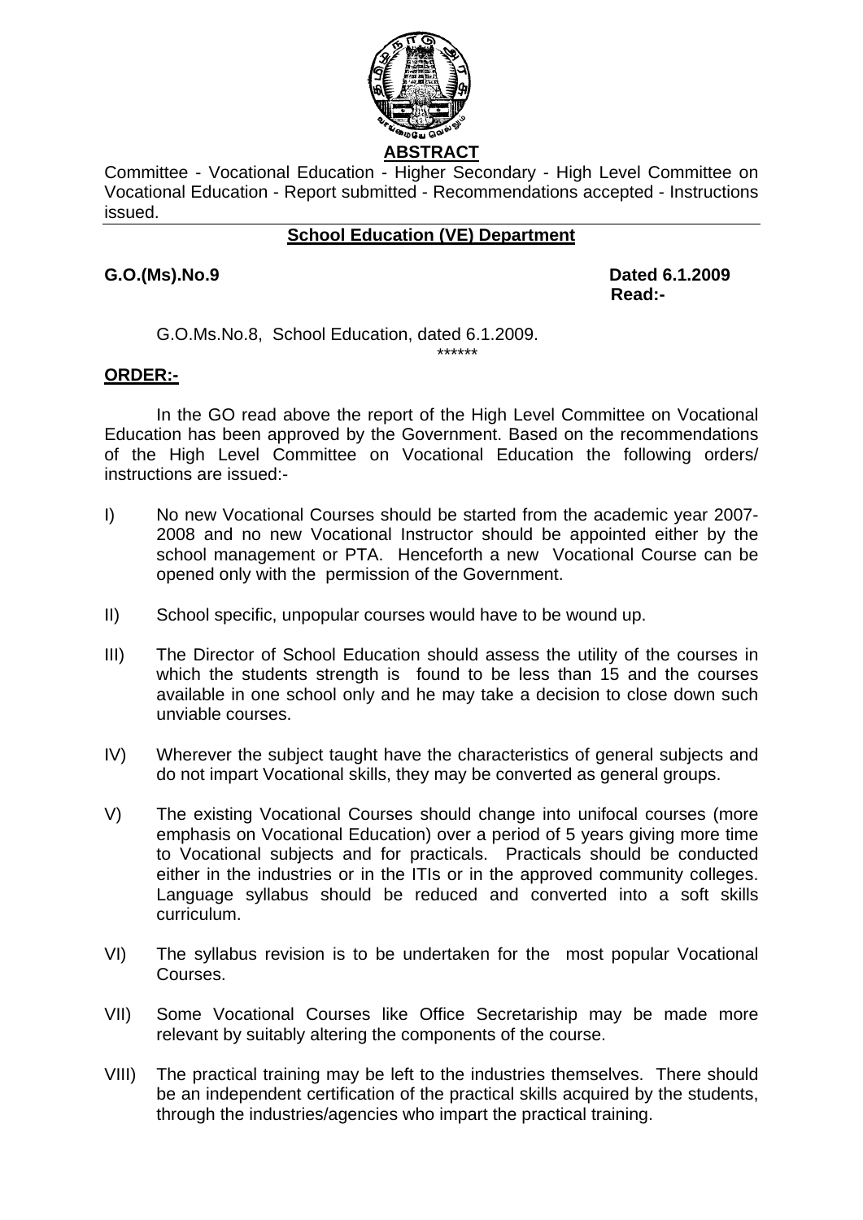## ABSTRACT

Committee - Vocational Education - Higher Secondary - High Level Committee on Vocational Education - Report submitted - Recommendations accepted - Instructions issued.

**School Education (VE) Department**

**G.O.(Ms).No.9** **Dated 6.1.2009**

**Read:-**

G.O.Ms.No.8, School Education, dated 6.1.2009.

******

**ORDER:-**

In the GO read above the report of the High Level Committee on Vocational Education has been approved by the Government. Based on the recommendations of the High Level Committee on Vocational Education the following orders/ instructions are issued:-

I) No new Vocational Courses should be started from the academic year 2007-2008 and no new Vocational Instructor should be appointed either by the school management or PTA. Henceforth a new Vocational Course can be opened only with the permission of the Government.

II) School specific, unpopular courses would have to be wound up.

III) The Director of School Education should assess the utility of the courses in which the students strength is found to be less than 15 and the courses available in one school only and he may take a decision to close down such unviable courses.

IV) Wherever the subject taught have the characteristics of general subjects and do not impart Vocational skills, they may be converted as general groups.

V) The existing Vocational Courses should change into unifocal courses (more emphasis on Vocational Education) over a period of 5 years giving more time to Vocational subjects and for practicals. Practicals should be conducted either in the industries or in the ITIs or in the approved community colleges. Language syllabus should be reduced and converted into a soft skills curriculum.

VI) The syllabus revision is to be undertaken for the most popular Vocational Courses.

VII) Some Vocational Courses like Office Secretariship may be made more relevant by suitably altering the components of the course.

VIII) The practical training may be left to the industries themselves. There should be an independent certification of the practical skills acquired by the students, through the industries/agencies who impart the practical training.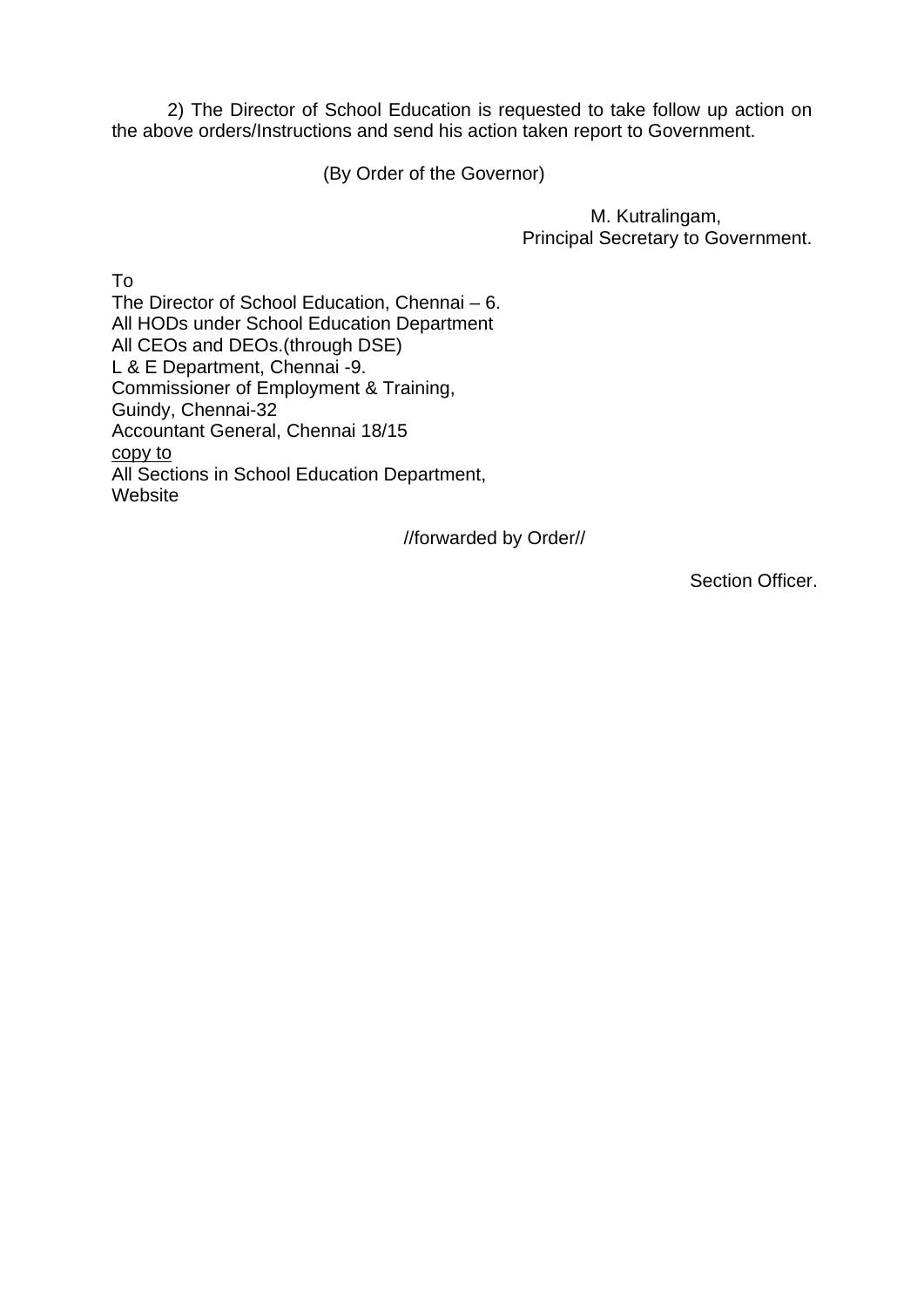2) The Director of School Education is requested to take follow up action on the above orders/Instructions and send his action taken report to Government.

(By Order of the Governor)

M. Kutralingam,
Principal Secretary to Government.

To
The Director of School Education, Chennai – 6.
All HODs under School Education Department
All CEOs and DEOs.(through DSE)
L & E Department, Chennai -9.
Commissioner of Employment & Training,
Guindy, Chennai-32
Accountant General, Chennai 18/15
<u>copy to</u>
All Sections in School Education Department,
Website

//forwarded by Order//

Section Officer.